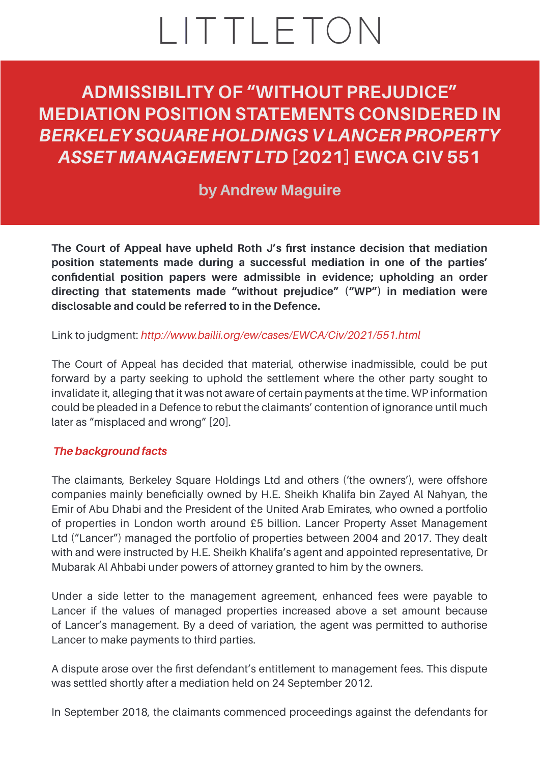# LITTLETON

# ADMISSIBILITY OF "WITHOUT PREJUDICE" MEDIATION POSITION STATEMENTS CONSIDERED IN *BERKELEY SQUARE HOLDINGS V LANCER PROPERTY ASSET MANAGEMENT LTD* [2021] EWCA CIV 551

## by Andrew Maguire

**The Court of Appeal have upheld Roth J's first instance decision that mediation position statements made during a successful mediation in one of the parties' confidential position papers were admissible in evidence; upholding an order directing that statements made "without prejudice" ("WP") in mediation were disclosable and could be referred to in the Defence.**

Link to judgment: *http://www.bailii.org/ew/cases/EWCA/Civ/2021/551.html*

The Court of Appeal has decided that material, otherwise inadmissible, could be put forward by a party seeking to uphold the settlement where the other party sought to invalidate it, alleging that it was not aware of certain payments at the time. WP information could be pleaded in a Defence to rebut the claimants' contention of ignorance until much later as "misplaced and wrong" [20].

### *The background facts*

The claimants, Berkeley Square Holdings Ltd and others ('the owners'), were offshore companies mainly beneficially owned by H.E. Sheikh Khalifa bin Zayed Al Nahyan, the Emir of Abu Dhabi and the President of the United Arab Emirates, who owned a portfolio of properties in London worth around £5 billion. Lancer Property Asset Management Ltd ("Lancer") managed the portfolio of properties between 2004 and 2017. They dealt with and were instructed by H.E. Sheikh Khalifa's agent and appointed representative, Dr Mubarak Al Ahbabi under powers of attorney granted to him by the owners.

Under a side letter to the management agreement, enhanced fees were payable to Lancer if the values of managed properties increased above a set amount because of Lancer's management. By a deed of variation, the agent was permitted to authorise Lancer to make payments to third parties.

A dispute arose over the first defendant's entitlement to management fees. This dispute was settled shortly after a mediation held on 24 September 2012.

In September 2018, the claimants commenced proceedings against the defendants for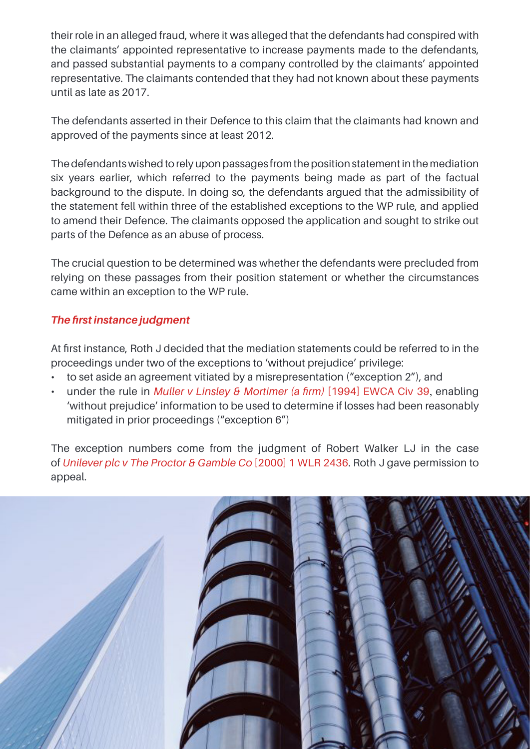their role in an alleged fraud, where it was alleged that the defendants had conspired with the claimants' appointed representative to increase payments made to the defendants, and passed substantial payments to a company controlled by the claimants' appointed representative. The claimants contended that they had not known about these payments until as late as 2017.

The defendants asserted in their Defence to this claim that the claimants had known and approved of the payments since at least 2012.

The defendants wished to rely upon passages from the position statement in the mediation six years earlier, which referred to the payments being made as part of the factual background to the dispute. In doing so, the defendants argued that the admissibility of the statement fell within three of the established exceptions to the WP rule, and applied to amend their Defence. The claimants opposed the application and sought to strike out parts of the Defence as an abuse of process.

The crucial question to be determined was whether the defendants were precluded from relying on these passages from their position statement or whether the circumstances came within an exception to the WP rule.

### *The first instance judgment*

At first instance, Roth J decided that the mediation statements could be referred to in the proceedings under two of the exceptions to 'without prejudice' privilege:

- to set aside an agreement vitiated by a misrepresentation ("exception 2"), and
- under the rule in *Muller v Linsley & Mortimer (a firm)* [1994] EWCA Civ 39, enabling 'without prejudice' information to be used to determine if losses had been reasonably mitigated in prior proceedings ("exception 6")

The exception numbers come from the judgment of Robert Walker LJ in the case of *Unilever plc v The Proctor & Gamble Co* [2000] 1 WLR 2436. Roth J gave permission to appeal.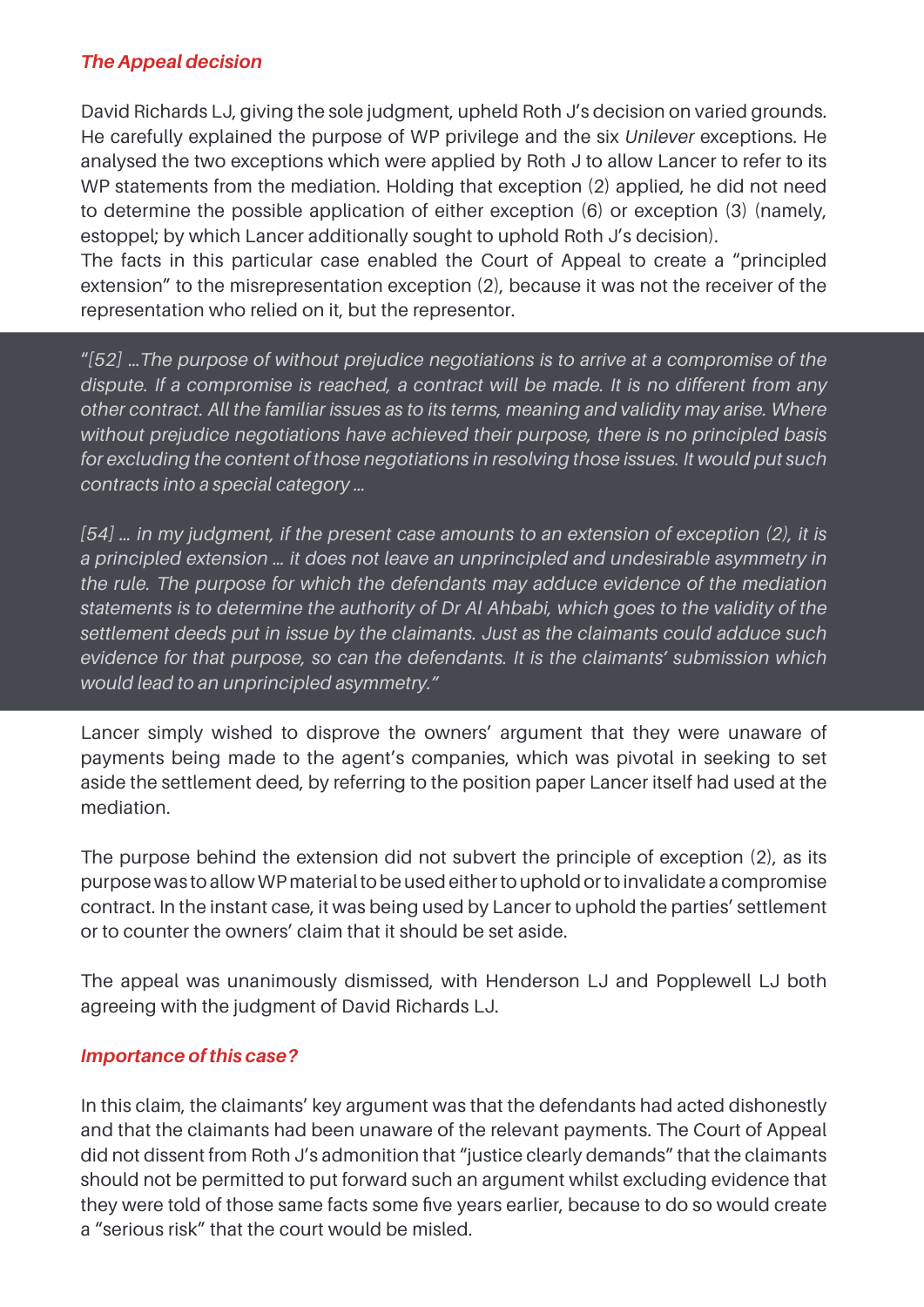### *The Appeal decision*

David Richards LJ, giving the sole judgment, upheld Roth J's decision on varied grounds. He carefully explained the purpose of WP privilege and the six *Unilever* exceptions. He analysed the two exceptions which were applied by Roth J to allow Lancer to refer to its WP statements from the mediation. Holding that exception (2) applied, he did not need to determine the possible application of either exception (6) or exception (3) (namely, estoppel; by which Lancer additionally sought to uphold Roth J's decision).
The facts in this particular case enabled the Court of Appeal to create a "principled extension" to the misrepresentation exception (2), because it was not the receiver of the representation who relied on it, but the representor.

> *"[52] …The purpose of without prejudice negotiations is to arrive at a compromise of the dispute. If a compromise is reached, a contract will be made. It is no different from any other contract. All the familiar issues as to its terms, meaning and validity may arise. Where without prejudice negotiations have achieved their purpose, there is no principled basis for excluding the content of those negotiations in resolving those issues. It would put such contracts into a special category …*
>
> *[54] … in my judgment, if the present case amounts to an extension of exception (2), it is a principled extension … it does not leave an unprincipled and undesirable asymmetry in the rule. The purpose for which the defendants may adduce evidence of the mediation statements is to determine the authority of Dr Al Ahbabi, which goes to the validity of the settlement deeds put in issue by the claimants. Just as the claimants could adduce such evidence for that purpose, so can the defendants. It is the claimants' submission which would lead to an unprincipled asymmetry."*

Lancer simply wished to disprove the owners' argument that they were unaware of payments being made to the agent's companies, which was pivotal in seeking to set aside the settlement deed, by referring to the position paper Lancer itself had used at the mediation.

The purpose behind the extension did not subvert the principle of exception (2), as its purpose was to allow WP material to be used either to uphold or to invalidate a compromise contract. In the instant case, it was being used by Lancer to uphold the parties' settlement or to counter the owners' claim that it should be set aside.

The appeal was unanimously dismissed, with Henderson LJ and Popplewell LJ both agreeing with the judgment of David Richards LJ.

### *Importance of this case?*

In this claim, the claimants' key argument was that the defendants had acted dishonestly and that the claimants had been unaware of the relevant payments. The Court of Appeal did not dissent from Roth J's admonition that "justice clearly demands" that the claimants should not be permitted to put forward such an argument whilst excluding evidence that they were told of those same facts some five years earlier, because to do so would create a "serious risk" that the court would be misled.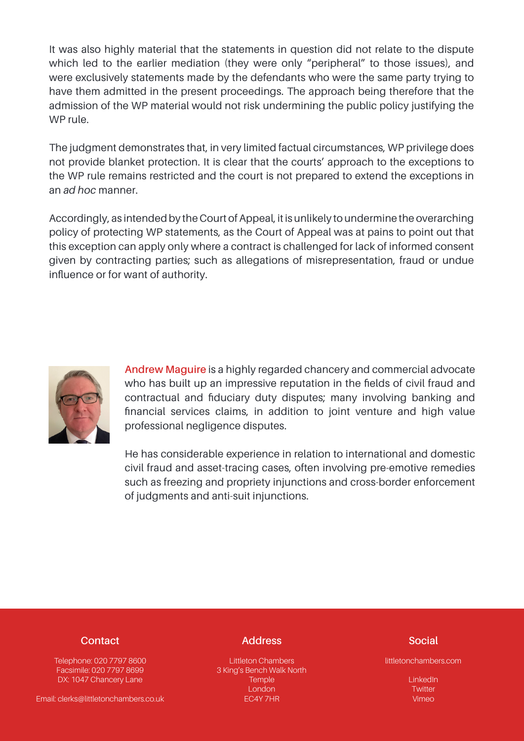It was also highly material that the statements in question did not relate to the dispute which led to the earlier mediation (they were only "peripheral" to those issues), and were exclusively statements made by the defendants who were the same party trying to have them admitted in the present proceedings. The approach being therefore that the admission of the WP material would not risk undermining the public policy justifying the WP rule.

The judgment demonstrates that, in very limited factual circumstances, WP privilege does not provide blanket protection. It is clear that the courts' approach to the exceptions to the WP rule remains restricted and the court is not prepared to extend the exceptions in an *ad hoc* manner.

Accordingly, as intended by the Court of Appeal, it is unlikely to undermine the overarching policy of protecting WP statements, as the Court of Appeal was at pains to point out that this exception can apply only where a contract is challenged for lack of informed consent given by contracting parties; such as allegations of misrepresentation, fraud or undue influence or for want of authority.

**Andrew Maguire** is a highly regarded chancery and commercial advocate who has built up an impressive reputation in the fields of civil fraud and contractual and fiduciary duty disputes; many involving banking and financial services claims, in addition to joint venture and high value professional negligence disputes.

He has considerable experience in relation to international and domestic civil fraud and asset-tracing cases, often involving pre-emotive remedies such as freezing and propriety injunctions and cross-border enforcement of judgments and anti-suit injunctions.

**Contact**

Telephone: 020 7797 8600
Facsimile: 020 7797 8699
DX: 1047 Chancery Lane

Email: clerks@littletonchambers.co.uk

**Address**

Littleton Chambers
3 King's Bench Walk North
Temple
London
EC4Y 7HR

**Social**

littletonchambers.com

LinkedIn
Twitter
Vimeo